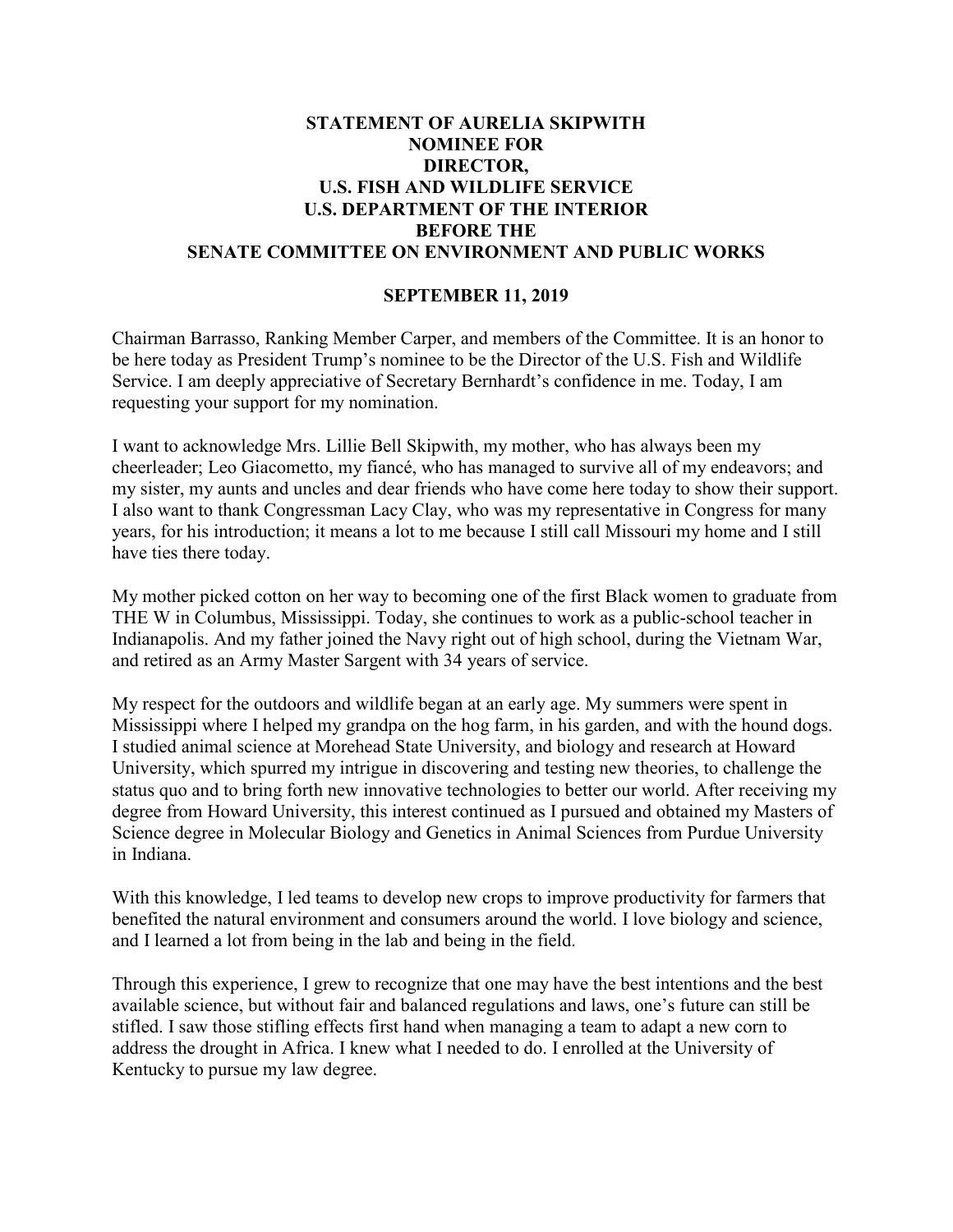**STATEMENT OF AURELIA SKIPWITH**
**NOMINEE FOR**
**DIRECTOR,**
**U.S. FISH AND WILDLIFE SERVICE**
**U.S. DEPARTMENT OF THE INTERIOR**
**BEFORE THE**
**SENATE COMMITTEE ON ENVIRONMENT AND PUBLIC WORKS**

**SEPTEMBER 11, 2019**

Chairman Barrasso, Ranking Member Carper, and members of the Committee. It is an honor to be here today as President Trump's nominee to be the Director of the U.S. Fish and Wildlife Service. I am deeply appreciative of Secretary Bernhardt's confidence in me. Today, I am requesting your support for my nomination.

I want to acknowledge Mrs. Lillie Bell Skipwith, my mother, who has always been my cheerleader; Leo Giacometto, my fiancé, who has managed to survive all of my endeavors; and my sister, my aunts and uncles and dear friends who have come here today to show their support. I also want to thank Congressman Lacy Clay, who was my representative in Congress for many years, for his introduction; it means a lot to me because I still call Missouri my home and I still have ties there today.

My mother picked cotton on her way to becoming one of the first Black women to graduate from THE W in Columbus, Mississippi. Today, she continues to work as a public-school teacher in Indianapolis. And my father joined the Navy right out of high school, during the Vietnam War, and retired as an Army Master Sargent with 34 years of service.

My respect for the outdoors and wildlife began at an early age. My summers were spent in Mississippi where I helped my grandpa on the hog farm, in his garden, and with the hound dogs. I studied animal science at Morehead State University, and biology and research at Howard University, which spurred my intrigue in discovering and testing new theories, to challenge the status quo and to bring forth new innovative technologies to better our world. After receiving my degree from Howard University, this interest continued as I pursued and obtained my Masters of Science degree in Molecular Biology and Genetics in Animal Sciences from Purdue University in Indiana.

With this knowledge, I led teams to develop new crops to improve productivity for farmers that benefited the natural environment and consumers around the world. I love biology and science, and I learned a lot from being in the lab and being in the field.

Through this experience, I grew to recognize that one may have the best intentions and the best available science, but without fair and balanced regulations and laws, one's future can still be stifled. I saw those stifling effects first hand when managing a team to adapt a new corn to address the drought in Africa. I knew what I needed to do. I enrolled at the University of Kentucky to pursue my law degree.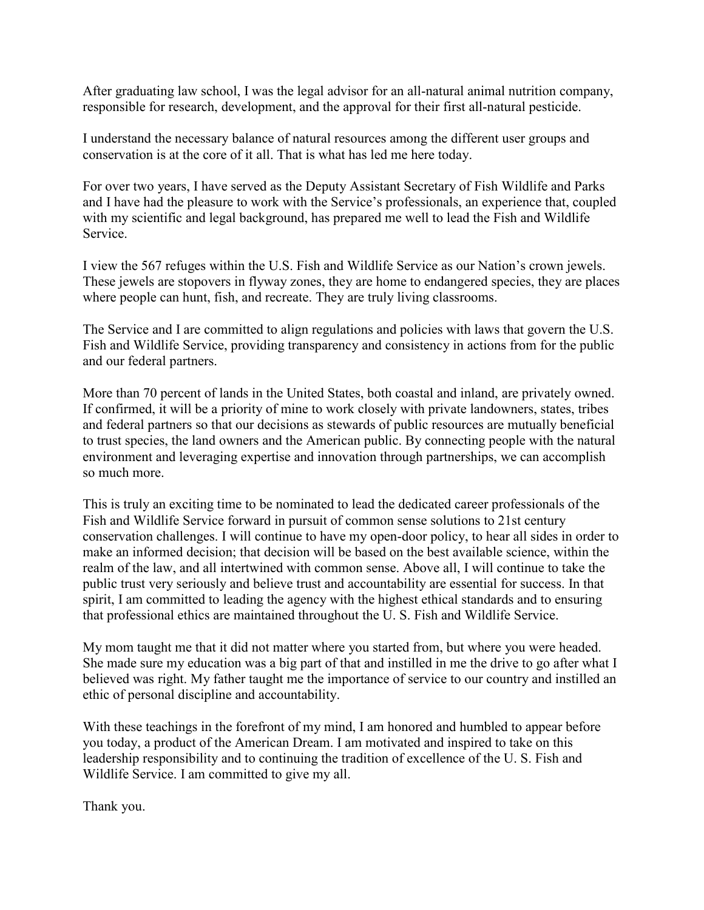After graduating law school, I was the legal advisor for an all-natural animal nutrition company, responsible for research, development, and the approval for their first all-natural pesticide.

I understand the necessary balance of natural resources among the different user groups and conservation is at the core of it all. That is what has led me here today.

For over two years, I have served as the Deputy Assistant Secretary of Fish Wildlife and Parks and I have had the pleasure to work with the Service's professionals, an experience that, coupled with my scientific and legal background, has prepared me well to lead the Fish and Wildlife Service.

I view the 567 refuges within the U.S. Fish and Wildlife Service as our Nation's crown jewels. These jewels are stopovers in flyway zones, they are home to endangered species, they are places where people can hunt, fish, and recreate. They are truly living classrooms.

The Service and I are committed to align regulations and policies with laws that govern the U.S. Fish and Wildlife Service, providing transparency and consistency in actions from for the public and our federal partners.

More than 70 percent of lands in the United States, both coastal and inland, are privately owned. If confirmed, it will be a priority of mine to work closely with private landowners, states, tribes and federal partners so that our decisions as stewards of public resources are mutually beneficial to trust species, the land owners and the American public. By connecting people with the natural environment and leveraging expertise and innovation through partnerships, we can accomplish so much more.

This is truly an exciting time to be nominated to lead the dedicated career professionals of the Fish and Wildlife Service forward in pursuit of common sense solutions to 21st century conservation challenges. I will continue to have my open-door policy, to hear all sides in order to make an informed decision; that decision will be based on the best available science, within the realm of the law, and all intertwined with common sense. Above all, I will continue to take the public trust very seriously and believe trust and accountability are essential for success. In that spirit, I am committed to leading the agency with the highest ethical standards and to ensuring that professional ethics are maintained throughout the U. S. Fish and Wildlife Service.

My mom taught me that it did not matter where you started from, but where you were headed. She made sure my education was a big part of that and instilled in me the drive to go after what I believed was right. My father taught me the importance of service to our country and instilled an ethic of personal discipline and accountability.

With these teachings in the forefront of my mind, I am honored and humbled to appear before you today, a product of the American Dream. I am motivated and inspired to take on this leadership responsibility and to continuing the tradition of excellence of the U. S. Fish and Wildlife Service. I am committed to give my all.

Thank you.